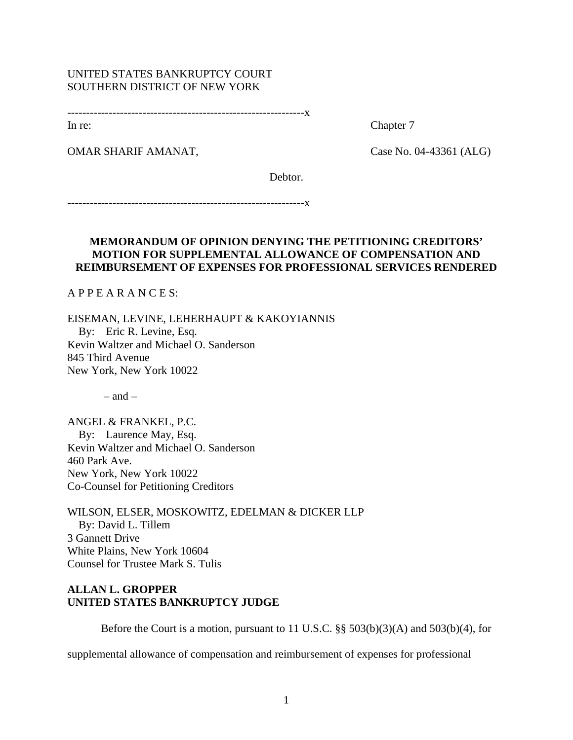UNITED STATES BANKRUPTCY COURT
SOUTHERN DISTRICT OF NEW YORK

---------------------------------------------------------------x

In re: Chapter 7

OMAR SHARIF AMANAT, Case No. 04-43361 (ALG)

Debtor.

---------------------------------------------------------------x

**MEMORANDUM OF OPINION DENYING THE PETITIONING CREDITORS' MOTION FOR SUPPLEMENTAL ALLOWANCE OF COMPENSATION AND REIMBURSEMENT OF EXPENSES FOR PROFESSIONAL SERVICES RENDERED**

A P P E A R A N C E S:

EISEMAN, LEVINE, LEHERHAUPT & KAKOYIANNIS
By: Eric R. Levine, Esq.
Kevin Waltzer and Michael O. Sanderson
845 Third Avenue
New York, New York 10022

– and –

ANGEL & FRANKEL, P.C.
By: Laurence May, Esq.
Kevin Waltzer and Michael O. Sanderson
460 Park Ave.
New York, New York 10022
Co-Counsel for Petitioning Creditors

WILSON, ELSER, MOSKOWITZ, EDELMAN & DICKER LLP
By: David L. Tillem
3 Gannett Drive
White Plains, New York 10604
Counsel for Trustee Mark S. Tulis

**ALLAN L. GROPPER**
**UNITED STATES BANKRUPTCY JUDGE**

Before the Court is a motion, pursuant to 11 U.S.C. §§ 503(b)(3)(A) and 503(b)(4), for supplemental allowance of compensation and reimbursement of expenses for professional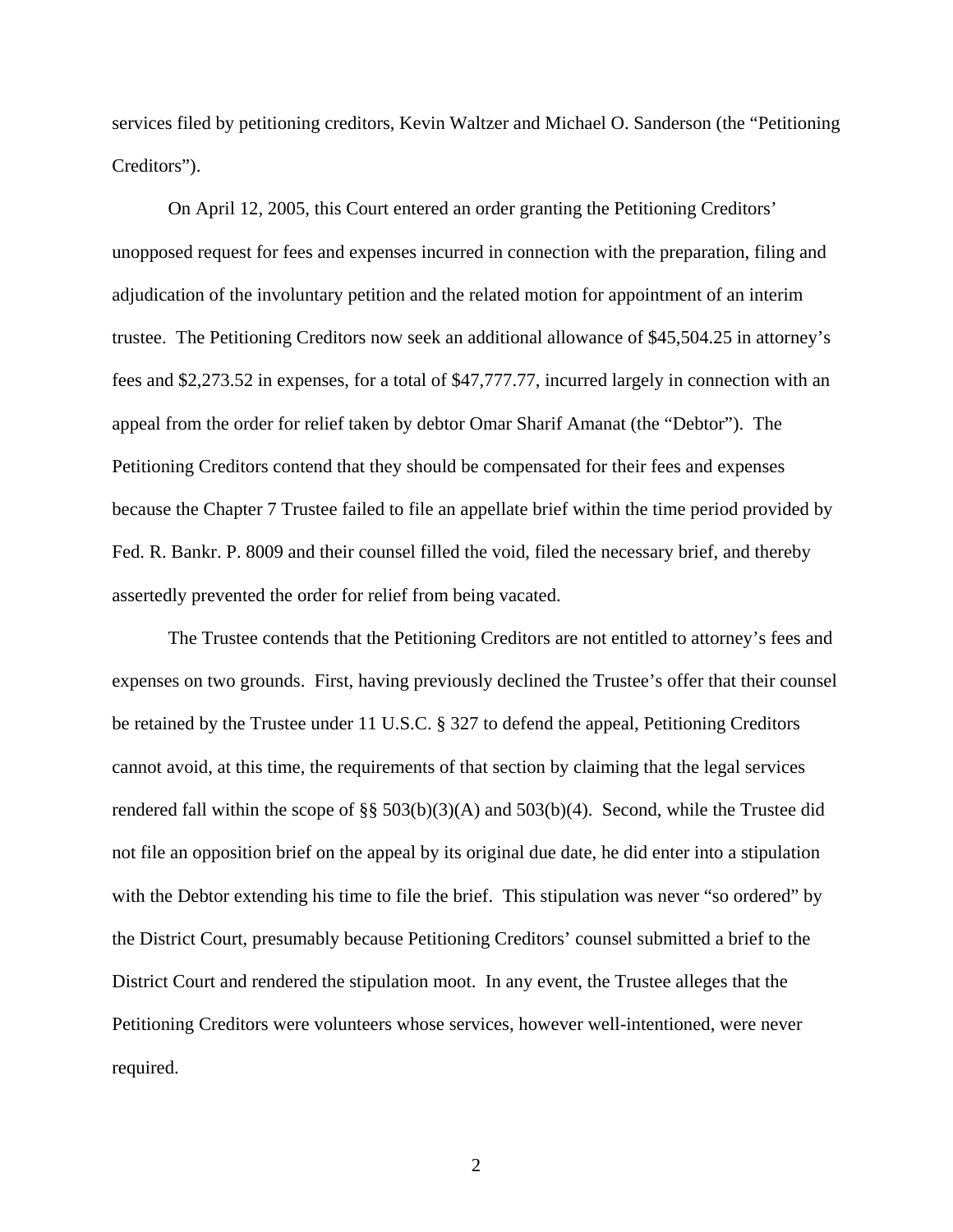services filed by petitioning creditors, Kevin Waltzer and Michael O. Sanderson (the "Petitioning Creditors").

On April 12, 2005, this Court entered an order granting the Petitioning Creditors' unopposed request for fees and expenses incurred in connection with the preparation, filing and adjudication of the involuntary petition and the related motion for appointment of an interim trustee. The Petitioning Creditors now seek an additional allowance of $45,504.25 in attorney's fees and $2,273.52 in expenses, for a total of $47,777.77, incurred largely in connection with an appeal from the order for relief taken by debtor Omar Sharif Amanat (the "Debtor"). The Petitioning Creditors contend that they should be compensated for their fees and expenses because the Chapter 7 Trustee failed to file an appellate brief within the time period provided by Fed. R. Bankr. P. 8009 and their counsel filled the void, filed the necessary brief, and thereby assertedly prevented the order for relief from being vacated.

The Trustee contends that the Petitioning Creditors are not entitled to attorney's fees and expenses on two grounds. First, having previously declined the Trustee's offer that their counsel be retained by the Trustee under 11 U.S.C. § 327 to defend the appeal, Petitioning Creditors cannot avoid, at this time, the requirements of that section by claiming that the legal services rendered fall within the scope of §§ 503(b)(3)(A) and 503(b)(4). Second, while the Trustee did not file an opposition brief on the appeal by its original due date, he did enter into a stipulation with the Debtor extending his time to file the brief. This stipulation was never "so ordered" by the District Court, presumably because Petitioning Creditors' counsel submitted a brief to the District Court and rendered the stipulation moot. In any event, the Trustee alleges that the Petitioning Creditors were volunteers whose services, however well-intentioned, were never required.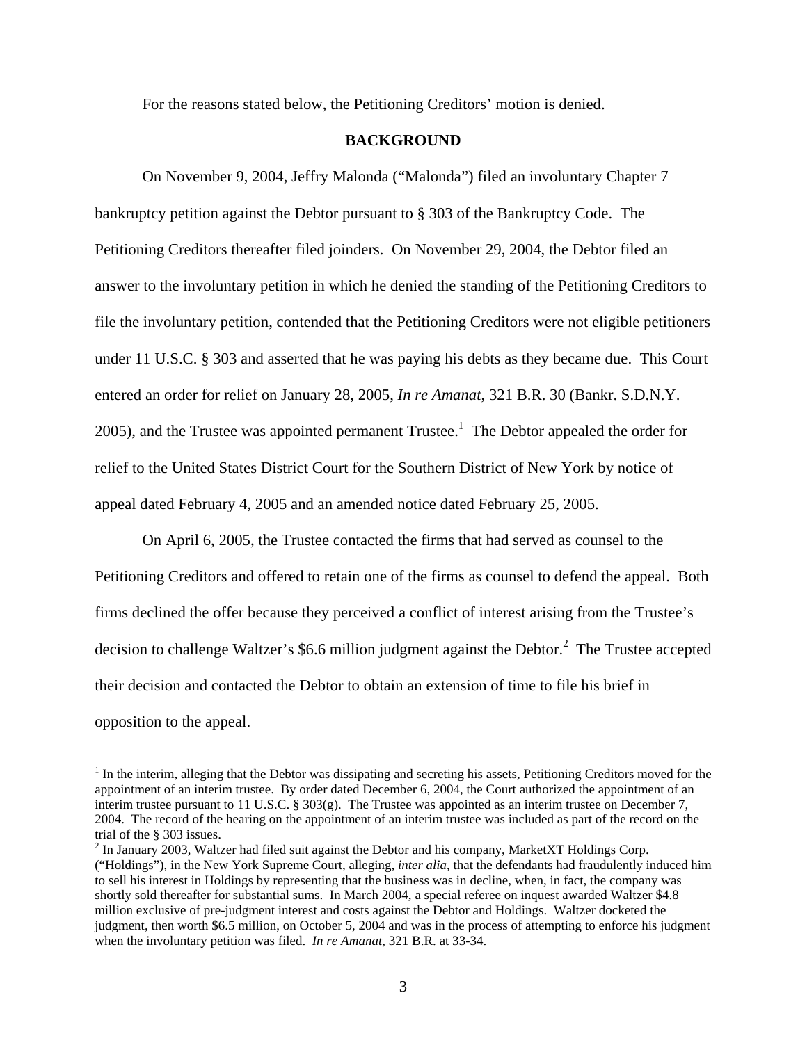For the reasons stated below, the Petitioning Creditors' motion is denied.

**BACKGROUND**

On November 9, 2004, Jeffry Malonda ("Malonda") filed an involuntary Chapter 7 bankruptcy petition against the Debtor pursuant to § 303 of the Bankruptcy Code. The Petitioning Creditors thereafter filed joinders. On November 29, 2004, the Debtor filed an answer to the involuntary petition in which he denied the standing of the Petitioning Creditors to file the involuntary petition, contended that the Petitioning Creditors were not eligible petitioners under 11 U.S.C. § 303 and asserted that he was paying his debts as they became due. This Court entered an order for relief on January 28, 2005, *In re Amanat*, 321 B.R. 30 (Bankr. S.D.N.Y. 2005), and the Trustee was appointed permanent Trustee.[1] The Debtor appealed the order for relief to the United States District Court for the Southern District of New York by notice of appeal dated February 4, 2005 and an amended notice dated February 25, 2005.

On April 6, 2005, the Trustee contacted the firms that had served as counsel to the Petitioning Creditors and offered to retain one of the firms as counsel to defend the appeal. Both firms declined the offer because they perceived a conflict of interest arising from the Trustee's decision to challenge Waltzer's $6.6 million judgment against the Debtor.[2] The Trustee accepted their decision and contacted the Debtor to obtain an extension of time to file his brief in opposition to the appeal.

---

[1] In the interim, alleging that the Debtor was dissipating and secreting his assets, Petitioning Creditors moved for the appointment of an interim trustee. By order dated December 6, 2004, the Court authorized the appointment of an interim trustee pursuant to 11 U.S.C. § 303(g). The Trustee was appointed as an interim trustee on December 7, 2004. The record of the hearing on the appointment of an interim trustee was included as part of the record on the trial of the § 303 issues.

[2] In January 2003, Waltzer had filed suit against the Debtor and his company, MarketXT Holdings Corp. ("Holdings"), in the New York Supreme Court, alleging, *inter alia*, that the defendants had fraudulently induced him to sell his interest in Holdings by representing that the business was in decline, when, in fact, the company was shortly sold thereafter for substantial sums. In March 2004, a special referee on inquest awarded Waltzer $4.8 million exclusive of pre-judgment interest and costs against the Debtor and Holdings. Waltzer docketed the judgment, then worth $6.5 million, on October 5, 2004 and was in the process of attempting to enforce his judgment when the involuntary petition was filed. *In re Amanat*, 321 B.R. at 33-34.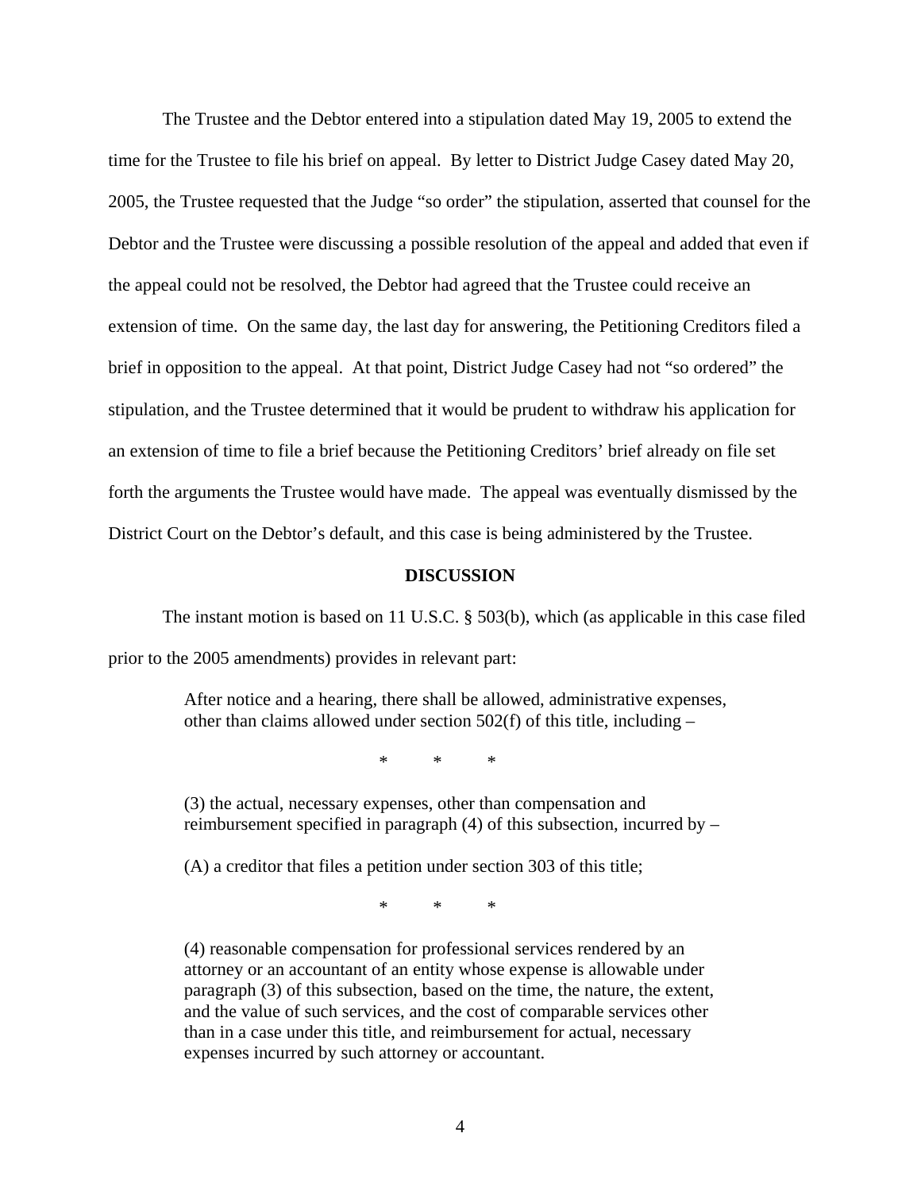The Trustee and the Debtor entered into a stipulation dated May 19, 2005 to extend the time for the Trustee to file his brief on appeal. By letter to District Judge Casey dated May 20, 2005, the Trustee requested that the Judge "so order" the stipulation, asserted that counsel for the Debtor and the Trustee were discussing a possible resolution of the appeal and added that even if the appeal could not be resolved, the Debtor had agreed that the Trustee could receive an extension of time. On the same day, the last day for answering, the Petitioning Creditors filed a brief in opposition to the appeal. At that point, District Judge Casey had not "so ordered" the stipulation, and the Trustee determined that it would be prudent to withdraw his application for an extension of time to file a brief because the Petitioning Creditors' brief already on file set forth the arguments the Trustee would have made. The appeal was eventually dismissed by the District Court on the Debtor's default, and this case is being administered by the Trustee.

## DISCUSSION

The instant motion is based on 11 U.S.C. § 503(b), which (as applicable in this case filed prior to the 2005 amendments) provides in relevant part:

> After notice and a hearing, there shall be allowed, administrative expenses, other than claims allowed under section 502(f) of this title, including –
>
> \* \* \*
>
> (3) the actual, necessary expenses, other than compensation and reimbursement specified in paragraph (4) of this subsection, incurred by –
>
> (A) a creditor that files a petition under section 303 of this title;
>
> \* \* \*
>
> (4) reasonable compensation for professional services rendered by an attorney or an accountant of an entity whose expense is allowable under paragraph (3) of this subsection, based on the time, the nature, the extent, and the value of such services, and the cost of comparable services other than in a case under this title, and reimbursement for actual, necessary expenses incurred by such attorney or accountant.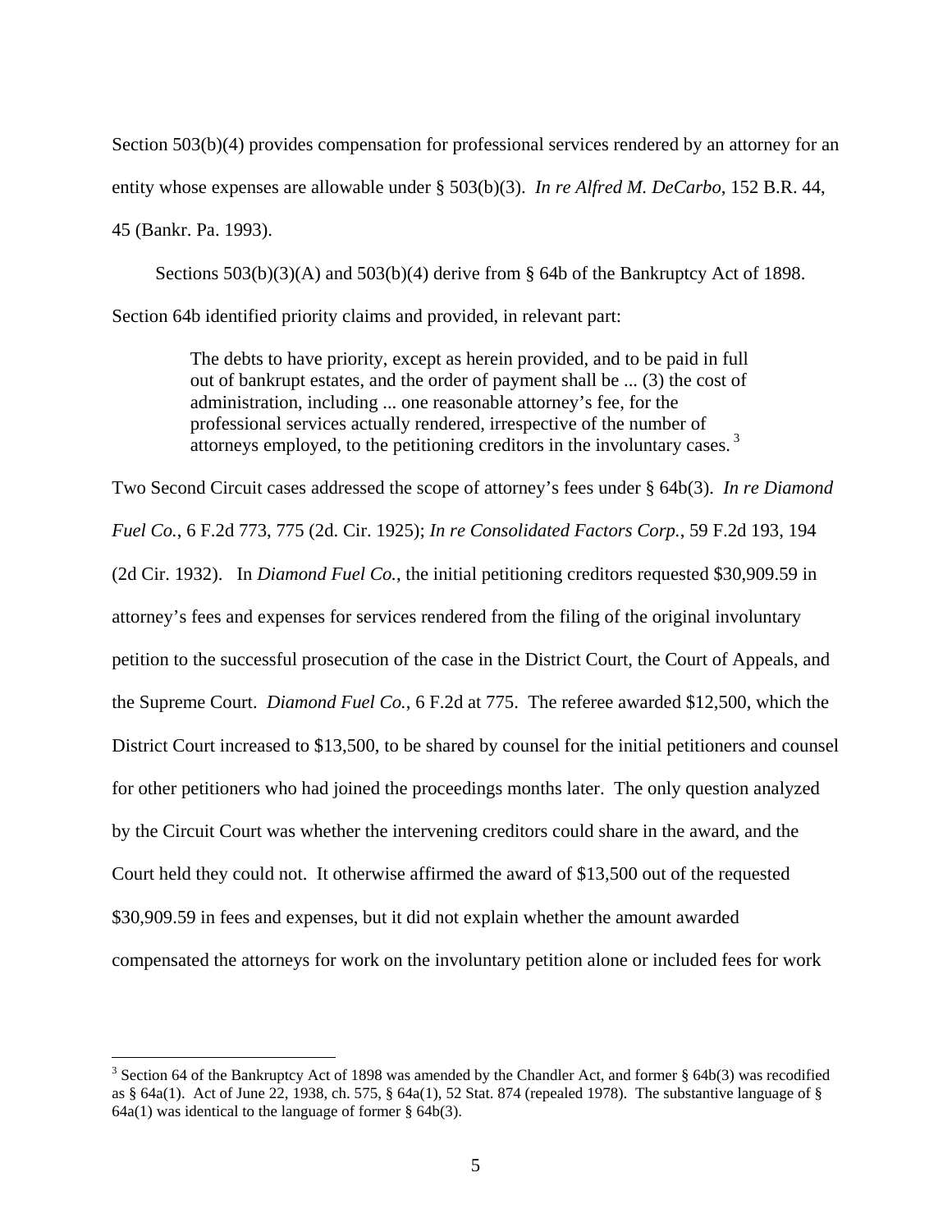Section 503(b)(4) provides compensation for professional services rendered by an attorney for an entity whose expenses are allowable under § 503(b)(3). *In re Alfred M. DeCarbo*, 152 B.R. 44, 45 (Bankr. Pa. 1993).

Sections 503(b)(3)(A) and 503(b)(4) derive from § 64b of the Bankruptcy Act of 1898. Section 64b identified priority claims and provided, in relevant part:

> The debts to have priority, except as herein provided, and to be paid in full out of bankrupt estates, and the order of payment shall be ... (3) the cost of administration, including ... one reasonable attorney's fee, for the professional services actually rendered, irrespective of the number of attorneys employed, to the petitioning creditors in the involuntary cases.[3]

Two Second Circuit cases addressed the scope of attorney's fees under § 64b(3). *In re Diamond Fuel Co.*, 6 F.2d 773, 775 (2d. Cir. 1925); *In re Consolidated Factors Corp.*, 59 F.2d 193, 194 (2d Cir. 1932). In *Diamond Fuel Co.*, the initial petitioning creditors requested $30,909.59 in attorney's fees and expenses for services rendered from the filing of the original involuntary petition to the successful prosecution of the case in the District Court, the Court of Appeals, and the Supreme Court. *Diamond Fuel Co.*, 6 F.2d at 775. The referee awarded $12,500, which the District Court increased to $13,500, to be shared by counsel for the initial petitioners and counsel for other petitioners who had joined the proceedings months later. The only question analyzed by the Circuit Court was whether the intervening creditors could share in the award, and the Court held they could not. It otherwise affirmed the award of $13,500 out of the requested $30,909.59 in fees and expenses, but it did not explain whether the amount awarded compensated the attorneys for work on the involuntary petition alone or included fees for work

[3] Section 64 of the Bankruptcy Act of 1898 was amended by the Chandler Act, and former § 64b(3) was recodified as § 64a(1). Act of June 22, 1938, ch. 575, § 64a(1), 52 Stat. 874 (repealed 1978). The substantive language of § 64a(1) was identical to the language of former § 64b(3).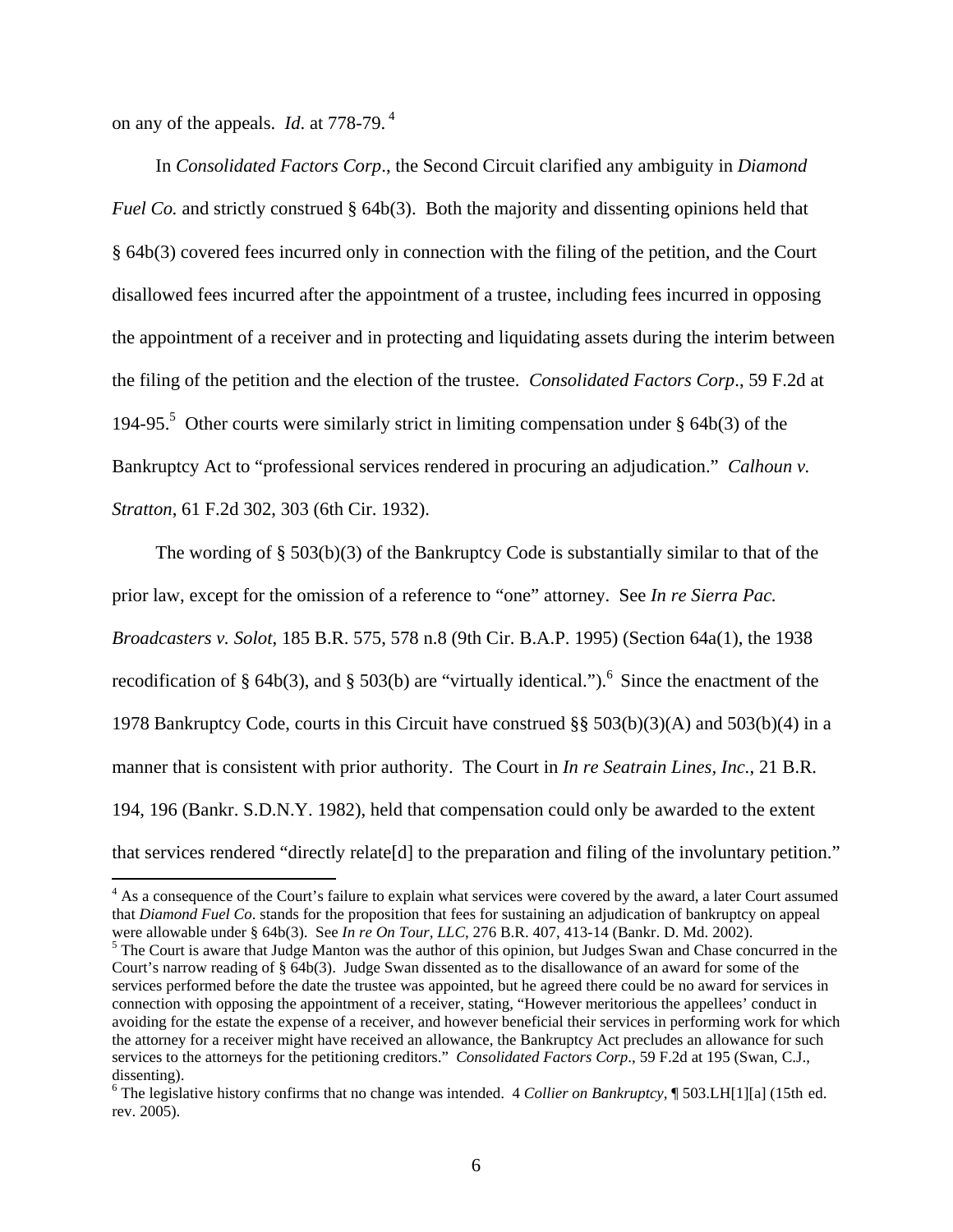on any of the appeals. *Id.* at 778-79.[4]

In *Consolidated Factors Corp.*, the Second Circuit clarified any ambiguity in *Diamond Fuel Co.* and strictly construed § 64b(3). Both the majority and dissenting opinions held that § 64b(3) covered fees incurred only in connection with the filing of the petition, and the Court disallowed fees incurred after the appointment of a trustee, including fees incurred in opposing the appointment of a receiver and in protecting and liquidating assets during the interim between the filing of the petition and the election of the trustee. *Consolidated Factors Corp*., 59 F.2d at 194-95.[5] Other courts were similarly strict in limiting compensation under § 64b(3) of the Bankruptcy Act to "professional services rendered in procuring an adjudication." *Calhoun v. Stratton*, 61 F.2d 302, 303 (6th Cir. 1932).

The wording of § 503(b)(3) of the Bankruptcy Code is substantially similar to that of the prior law, except for the omission of a reference to "one" attorney. See *In re Sierra Pac. Broadcasters v. Solot*, 185 B.R. 575, 578 n.8 (9th Cir. B.A.P. 1995) (Section 64a(1), the 1938 recodification of § 64b(3), and § 503(b) are "virtually identical.").[6] Since the enactment of the 1978 Bankruptcy Code, courts in this Circuit have construed §§ 503(b)(3)(A) and 503(b)(4) in a manner that is consistent with prior authority. The Court in *In re Seatrain Lines, Inc.*, 21 B.R. 194, 196 (Bankr. S.D.N.Y. 1982), held that compensation could only be awarded to the extent that services rendered "directly relate[d] to the preparation and filing of the involuntary petition."

---

[4] As a consequence of the Court's failure to explain what services were covered by the award, a later Court assumed that *Diamond Fuel Co*. stands for the proposition that fees for sustaining an adjudication of bankruptcy on appeal were allowable under § 64b(3). See *In re On Tour, LLC*, 276 B.R. 407, 413-14 (Bankr. D. Md. 2002).

[5] The Court is aware that Judge Manton was the author of this opinion, but Judges Swan and Chase concurred in the Court's narrow reading of § 64b(3). Judge Swan dissented as to the disallowance of an award for some of the services performed before the date the trustee was appointed, but he agreed there could be no award for services in connection with opposing the appointment of a receiver, stating, "However meritorious the appellees' conduct in avoiding for the estate the expense of a receiver, and however beneficial their services in performing work for which the attorney for a receiver might have received an allowance, the Bankruptcy Act precludes an allowance for such services to the attorneys for the petitioning creditors." *Consolidated Factors Corp*., 59 F.2d at 195 (Swan, C.J., dissenting).

[6] The legislative history confirms that no change was intended. 4 *Collier on Bankruptcy*, ¶ 503.LH[1][a] (15th ed. rev. 2005).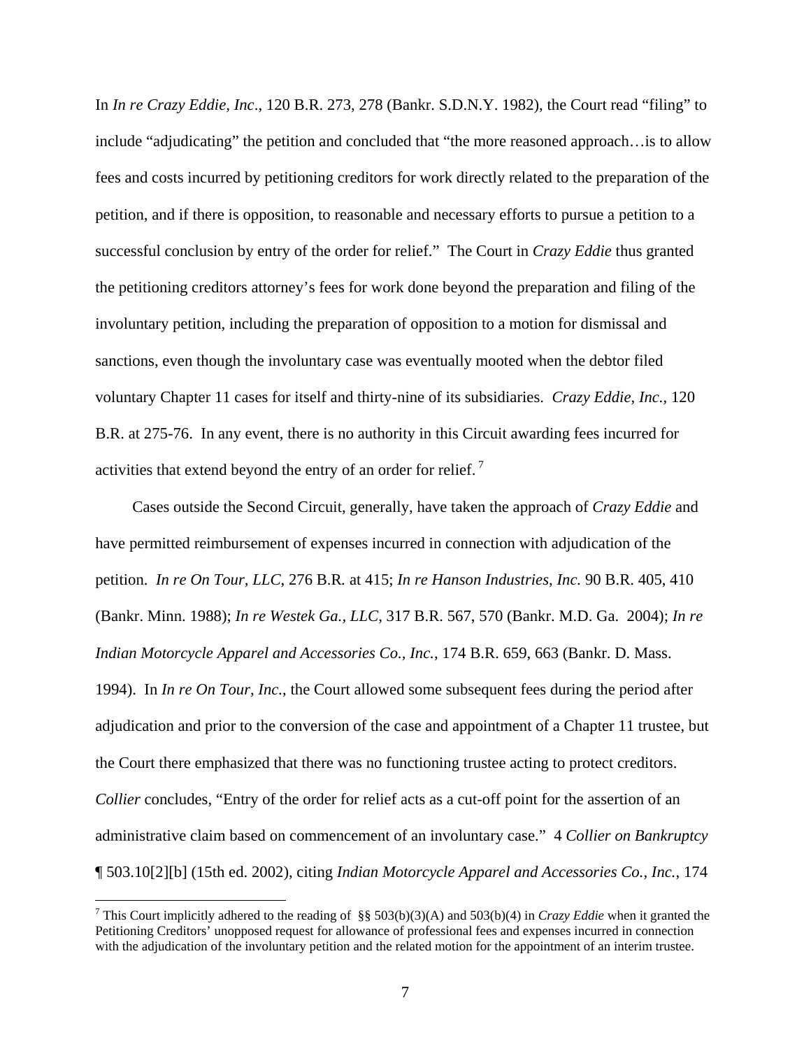In *In re Crazy Eddie, Inc*., 120 B.R. 273, 278 (Bankr. S.D.N.Y. 1982), the Court read "filing" to include "adjudicating" the petition and concluded that "the more reasoned approach…is to allow fees and costs incurred by petitioning creditors for work directly related to the preparation of the petition, and if there is opposition, to reasonable and necessary efforts to pursue a petition to a successful conclusion by entry of the order for relief." The Court in *Crazy Eddie* thus granted the petitioning creditors attorney's fees for work done beyond the preparation and filing of the involuntary petition, including the preparation of opposition to a motion for dismissal and sanctions, even though the involuntary case was eventually mooted when the debtor filed voluntary Chapter 11 cases for itself and thirty-nine of its subsidiaries. *Crazy Eddie, Inc.*, 120 B.R. at 275-76. In any event, there is no authority in this Circuit awarding fees incurred for activities that extend beyond the entry of an order for relief.[7]

Cases outside the Second Circuit, generally, have taken the approach of *Crazy Eddie* and have permitted reimbursement of expenses incurred in connection with adjudication of the petition. *In re On Tour, LLC*, 276 B.R. at 415; *In re Hanson Industries, Inc.* 90 B.R. 405, 410 (Bankr. Minn. 1988); *In re Westek Ga., LLC*, 317 B.R. 567, 570 (Bankr. M.D. Ga. 2004); *In re Indian Motorcycle Apparel and Accessories Co., Inc.*, 174 B.R. 659, 663 (Bankr. D. Mass. 1994). In *In re On Tour, Inc.*, the Court allowed some subsequent fees during the period after adjudication and prior to the conversion of the case and appointment of a Chapter 11 trustee, but the Court there emphasized that there was no functioning trustee acting to protect creditors. *Collier* concludes, "Entry of the order for relief acts as a cut-off point for the assertion of an administrative claim based on commencement of an involuntary case." 4 *Collier on Bankruptcy* ¶ 503.10[2][b] (15th ed. 2002), citing *Indian Motorcycle Apparel and Accessories Co., Inc.*, 174

[7] This Court implicitly adhered to the reading of §§ 503(b)(3)(A) and 503(b)(4) in *Crazy Eddie* when it granted the Petitioning Creditors' unopposed request for allowance of professional fees and expenses incurred in connection with the adjudication of the involuntary petition and the related motion for the appointment of an interim trustee.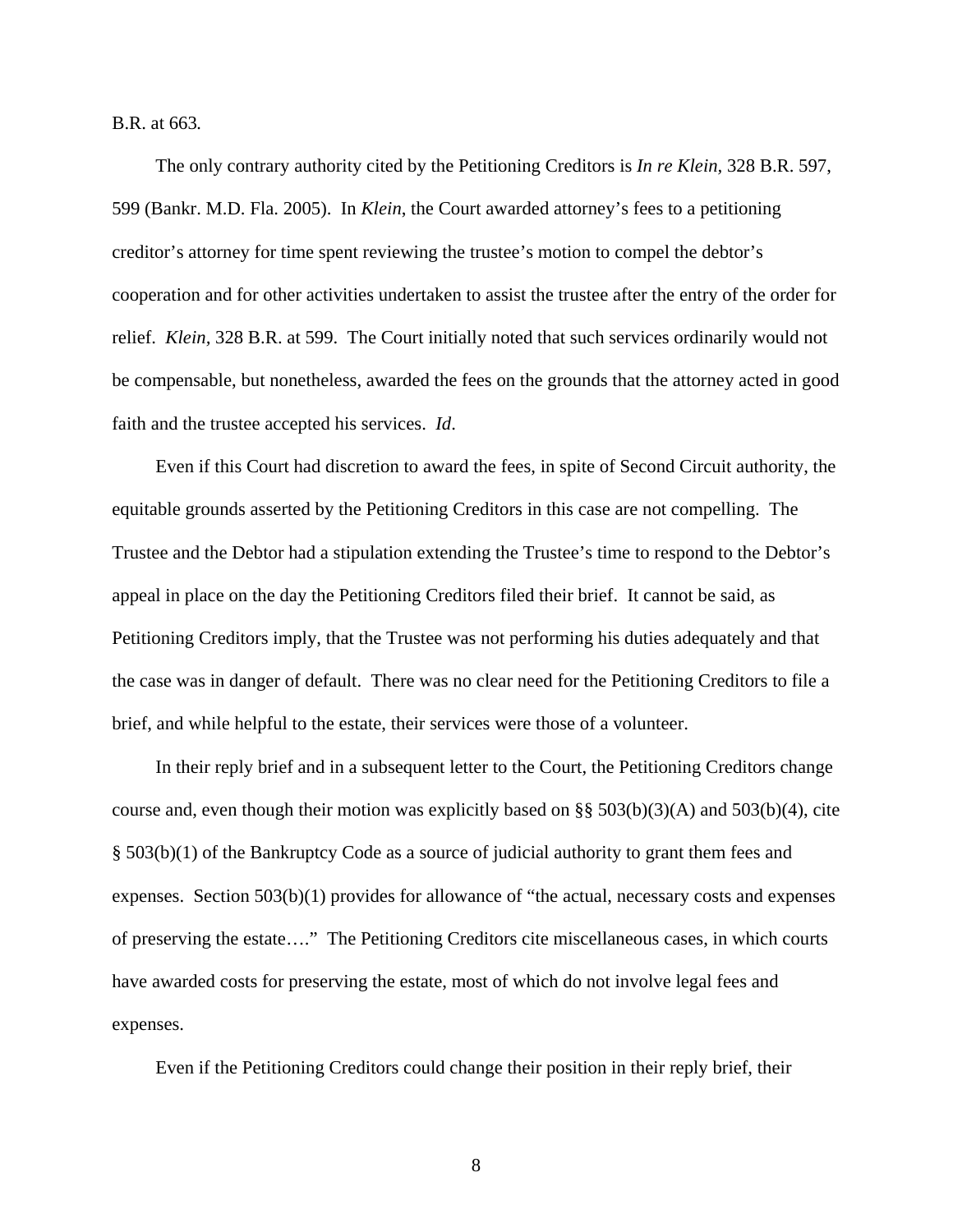B.R. at 663.

The only contrary authority cited by the Petitioning Creditors is *In re Klein*, 328 B.R. 597, 599 (Bankr. M.D. Fla. 2005). In *Klein*, the Court awarded attorney's fees to a petitioning creditor's attorney for time spent reviewing the trustee's motion to compel the debtor's cooperation and for other activities undertaken to assist the trustee after the entry of the order for relief. *Klein*, 328 B.R. at 599. The Court initially noted that such services ordinarily would not be compensable, but nonetheless, awarded the fees on the grounds that the attorney acted in good faith and the trustee accepted his services. *Id*.

Even if this Court had discretion to award the fees, in spite of Second Circuit authority, the equitable grounds asserted by the Petitioning Creditors in this case are not compelling. The Trustee and the Debtor had a stipulation extending the Trustee's time to respond to the Debtor's appeal in place on the day the Petitioning Creditors filed their brief. It cannot be said, as Petitioning Creditors imply, that the Trustee was not performing his duties adequately and that the case was in danger of default. There was no clear need for the Petitioning Creditors to file a brief, and while helpful to the estate, their services were those of a volunteer.

In their reply brief and in a subsequent letter to the Court, the Petitioning Creditors change course and, even though their motion was explicitly based on §§ 503(b)(3)(A) and 503(b)(4), cite § 503(b)(1) of the Bankruptcy Code as a source of judicial authority to grant them fees and expenses. Section 503(b)(1) provides for allowance of "the actual, necessary costs and expenses of preserving the estate…." The Petitioning Creditors cite miscellaneous cases, in which courts have awarded costs for preserving the estate, most of which do not involve legal fees and expenses.

Even if the Petitioning Creditors could change their position in their reply brief, their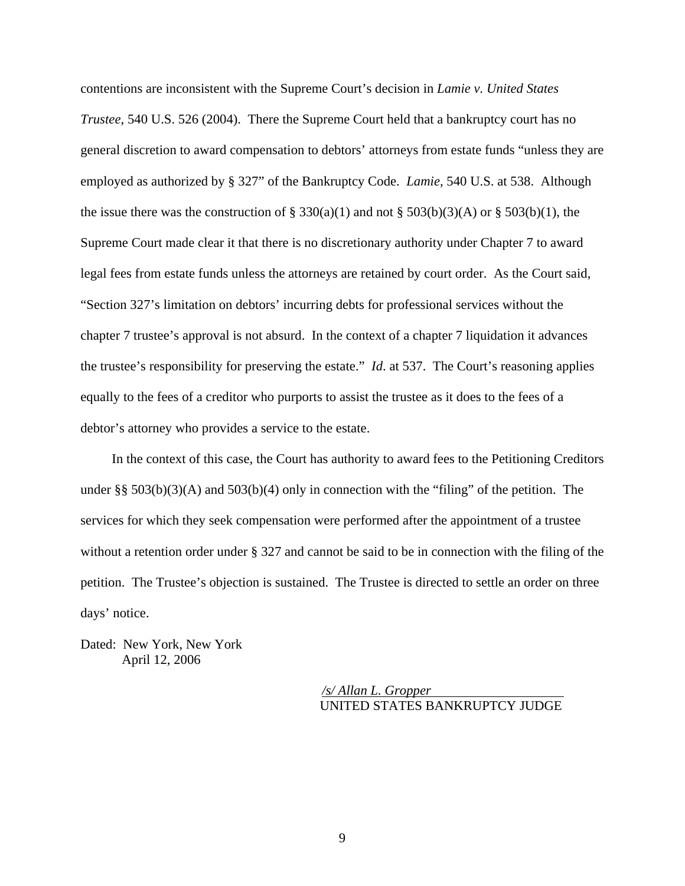contentions are inconsistent with the Supreme Court's decision in *Lamie v. United States Trustee,* 540 U.S. 526 (2004). There the Supreme Court held that a bankruptcy court has no general discretion to award compensation to debtors' attorneys from estate funds "unless they are employed as authorized by § 327" of the Bankruptcy Code. *Lamie,* 540 U.S. at 538. Although the issue there was the construction of § 330(a)(1) and not § 503(b)(3)(A) or § 503(b)(1), the Supreme Court made clear it that there is no discretionary authority under Chapter 7 to award legal fees from estate funds unless the attorneys are retained by court order. As the Court said, "Section 327's limitation on debtors' incurring debts for professional services without the chapter 7 trustee's approval is not absurd. In the context of a chapter 7 liquidation it advances the trustee's responsibility for preserving the estate." *Id.* at 537. The Court's reasoning applies equally to the fees of a creditor who purports to assist the trustee as it does to the fees of a debtor's attorney who provides a service to the estate.

In the context of this case, the Court has authority to award fees to the Petitioning Creditors under §§ 503(b)(3)(A) and 503(b)(4) only in connection with the "filing" of the petition. The services for which they seek compensation were performed after the appointment of a trustee without a retention order under § 327 and cannot be said to be in connection with the filing of the petition. The Trustee's objection is sustained. The Trustee is directed to settle an order on three days' notice.

Dated: New York, New York
April 12, 2006

*/s/ Allan L. Gropper*
UNITED STATES BANKRUPTCY JUDGE